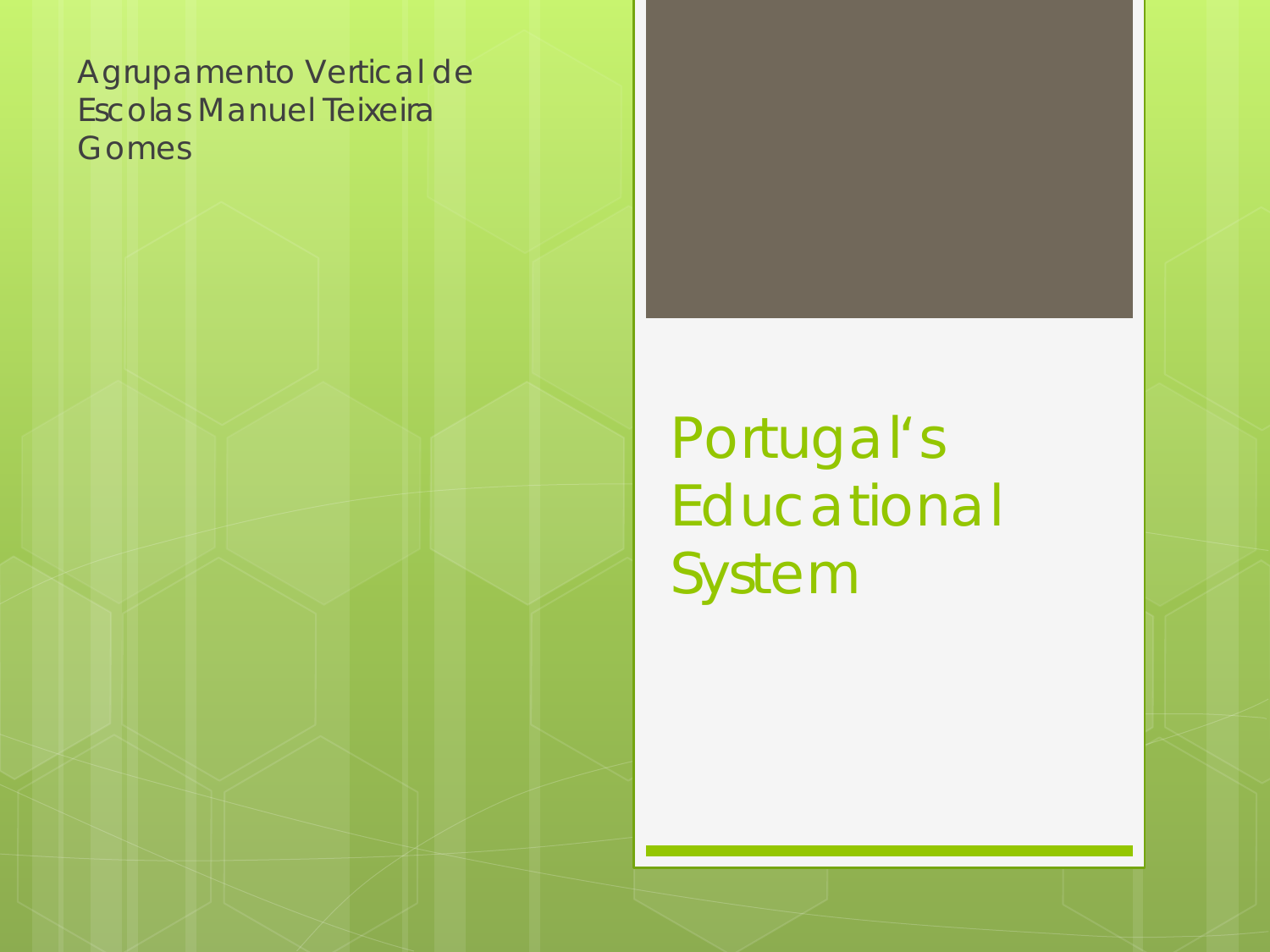Agrupamento Vertical de Escolas Manuel Teixeira Gomes

# Portugal's Educational System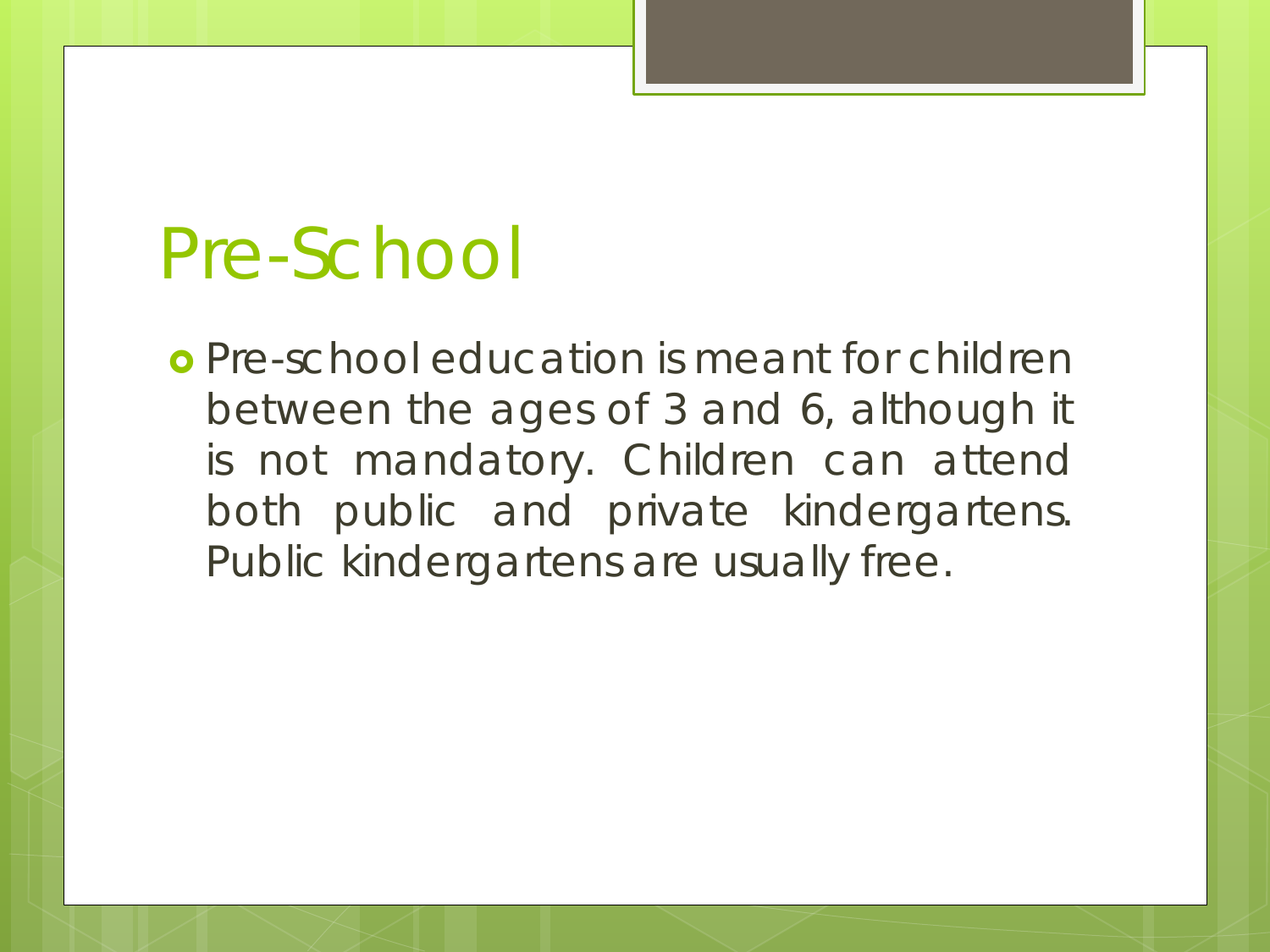# Pre-School

- Pre-school education is meant for children between the ages of 3 and 6, although it is not mandatory. Children can attend both public and private kindergartens. Public kindergartens are usually free.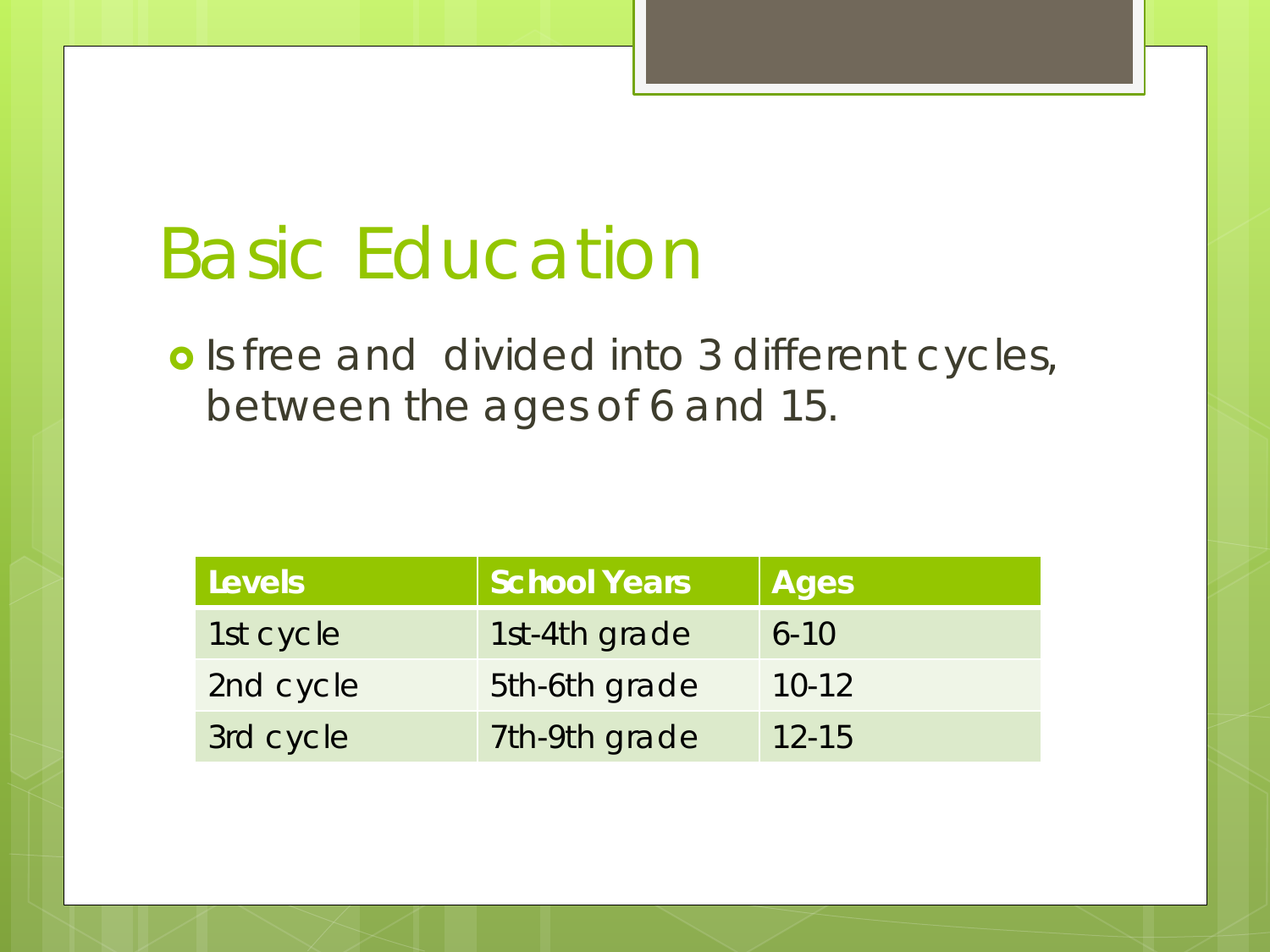# Basic Education

- Is free and divided into 3 different cycles, between the ages of 6 and 15.

| Levels | School Years | Ages |
|---|---|---|
| 1st cycle | 1st-4th grade | 6-10 |
| 2nd cycle | 5th-6th grade | 10-12 |
| 3rd cycle | 7th-9th grade | 12-15 |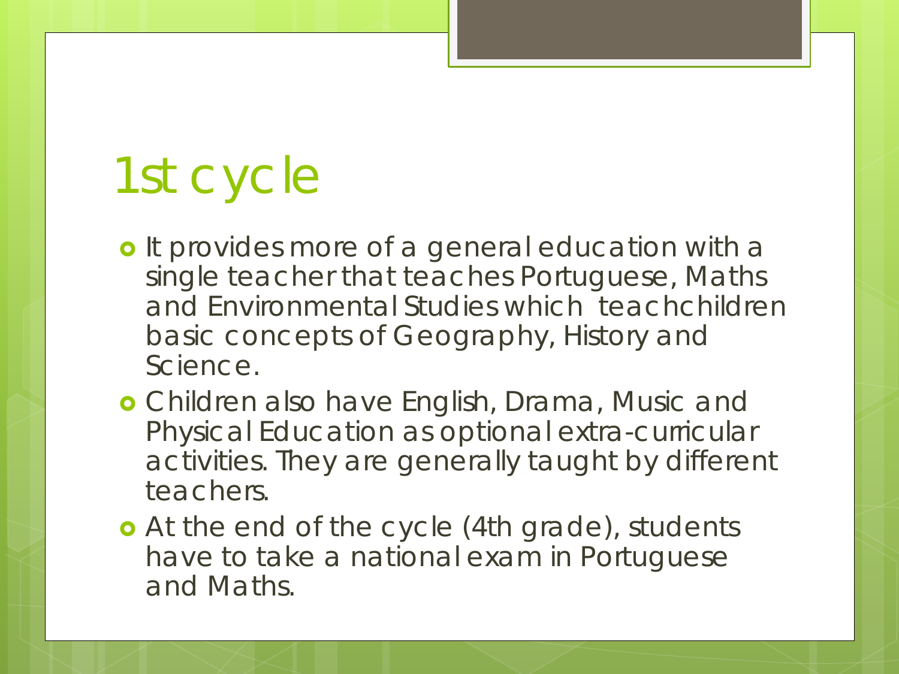# 1st cycle

- It provides more of a general education with a single teacher that teaches Portuguese, Maths and Environmental Studies which teachchildren basic concepts of Geography, History and Science.
- Children also have English, Drama, Music and Physical Education as optional extra-curricular activities. They are generally taught by different teachers.
- At the end of the cycle (4th grade), students have to take a national exam in Portuguese and Maths.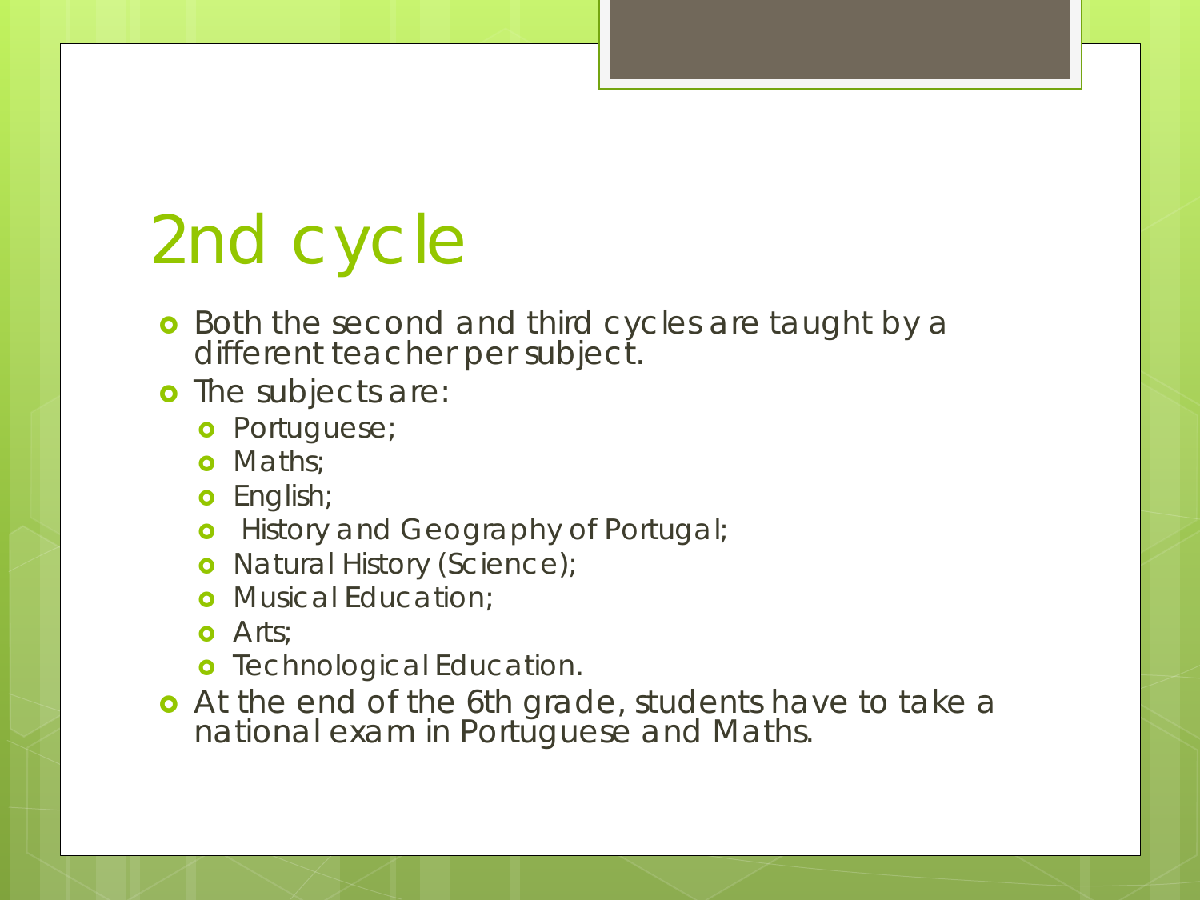# 2nd cycle

- Both the second and third cycles are taught by a different teacher per subject.
- The subjects are:
  - Portuguese;
  - Maths;
  - English;
  - History and Geography of Portugal;
  - Natural History (Science);
  - Musical Education;
  - Arts;
  - Technological Education.
- At the end of the 6th grade, students have to take a national exam in Portuguese and Maths.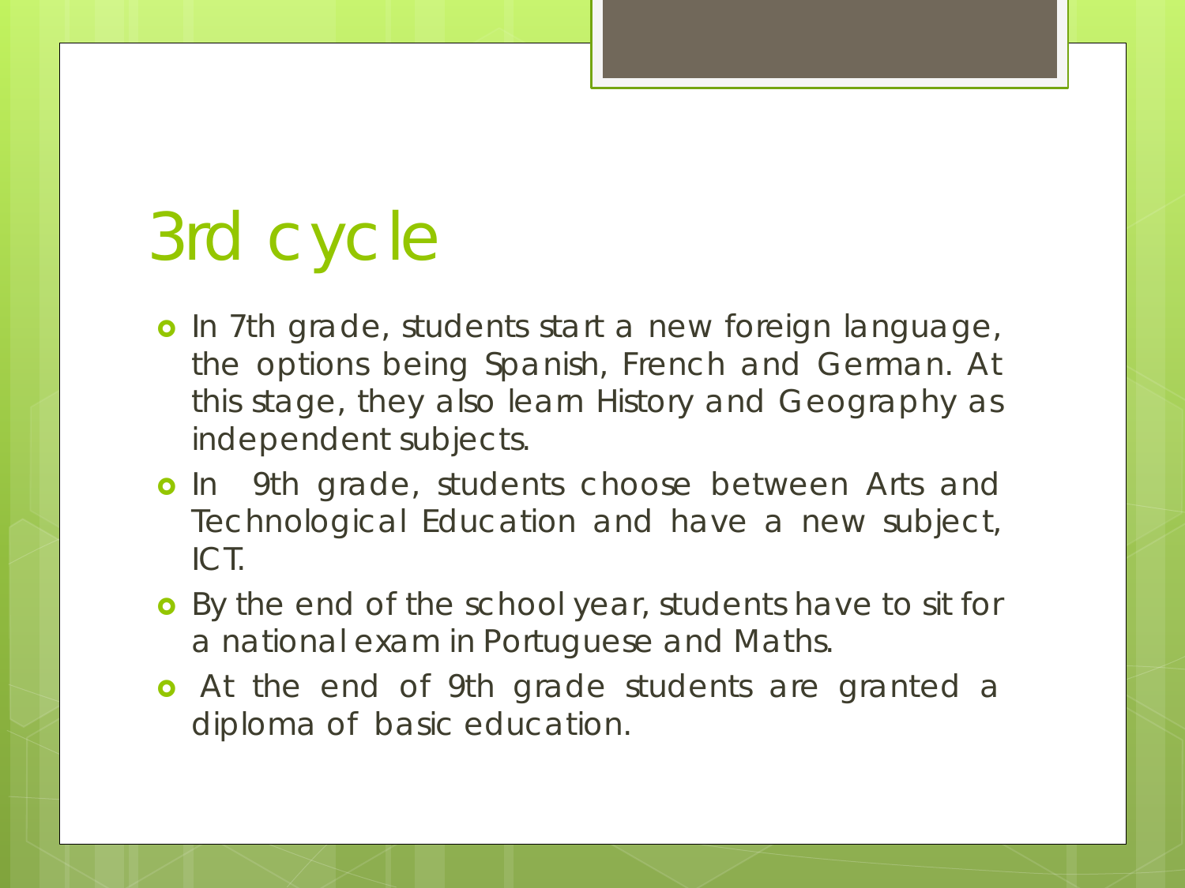# 3rd cycle

- In 7th grade, students start a new foreign language, the options being Spanish, French and German. At this stage, they also learn History and Geography as independent subjects.
- In 9th grade, students choose between Arts and Technological Education and have a new subject, ICT.
- By the end of the school year, students have to sit for a national exam in Portuguese and Maths.
- At the end of 9th grade students are granted a diploma of basic education.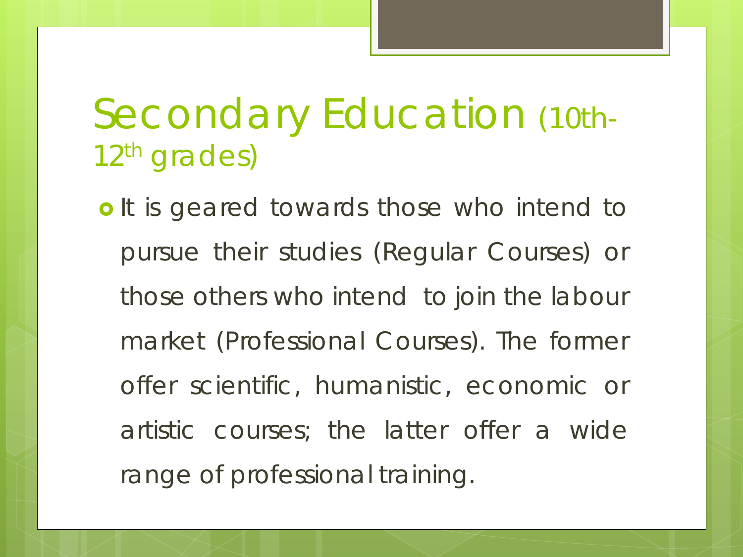# Secondary Education (10th-12th grades)

- It is geared towards those who intend to pursue their studies (Regular Courses) or those others who intend to join the labour market (Professional Courses). The former offer scientific, humanistic, economic or artistic courses; the latter offer a wide range of professional training.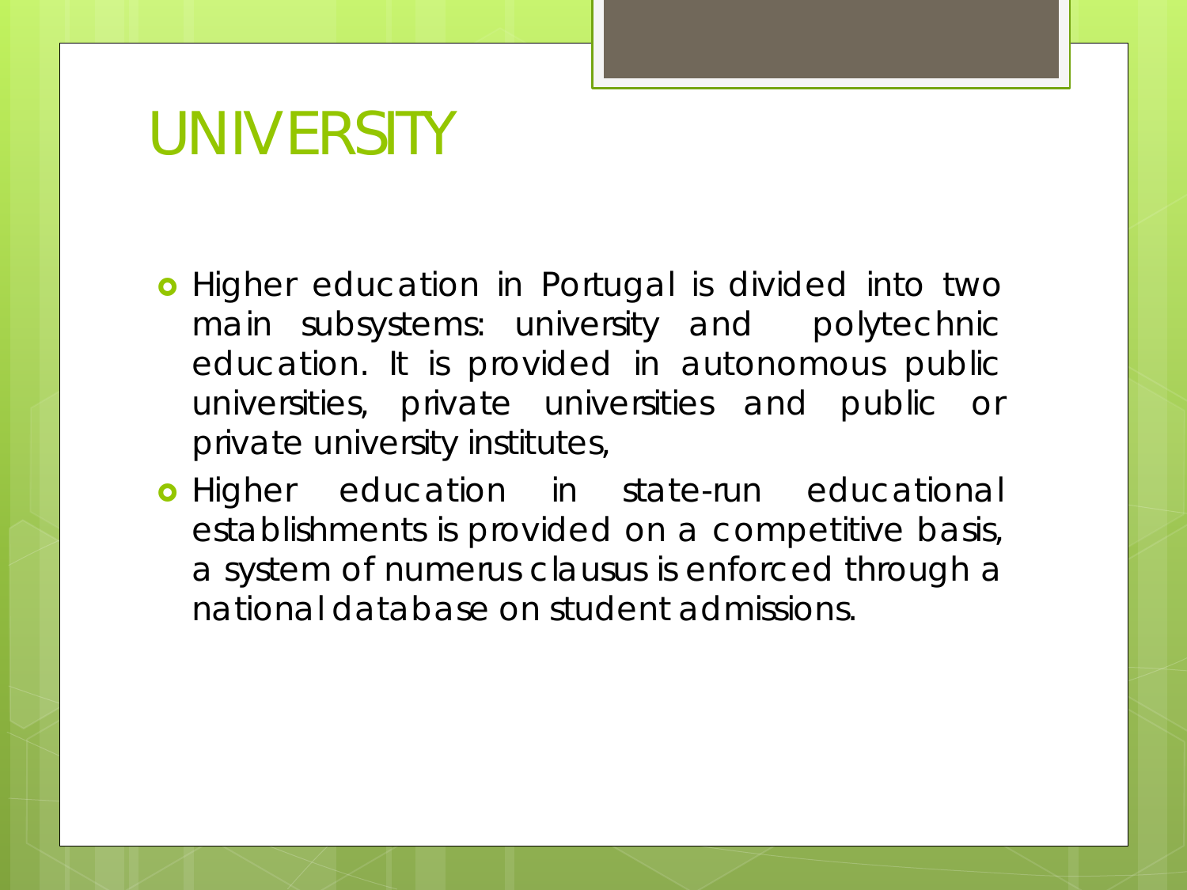# UNIVERSITY

- Higher education in Portugal is divided into two main subsystems: university and polytechnic education. It is provided in autonomous public universities, private universities and public or private university institutes,
- Higher education in state-run educational establishments is provided on a competitive basis, a system of numerus clausus is enforced through a national database on student admissions.